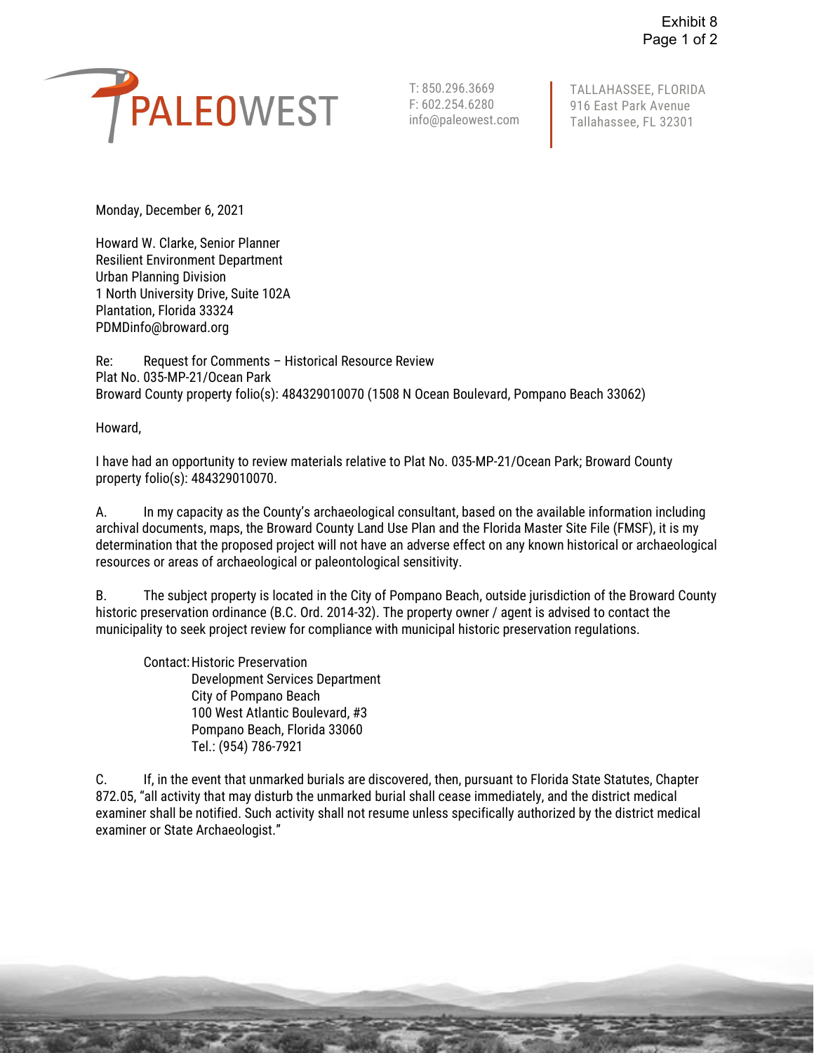Exhibit 8

PALEOWEST

T: 850.296.3669
F: 602.254.6280
info@paleowest.com

TALLAHASSEE, FLORIDA
916 East Park Avenue
Tallahassee, FL 32301

Monday, December 6, 2021

Howard W. Clarke, Senior Planner
Resilient Environment Department
Urban Planning Division
1 North University Drive, Suite 102A
Plantation, Florida 33324
PDMDinfo@broward.org

Re: Request for Comments – Historical Resource Review
Plat No. 035-MP-21/Ocean Park
Broward County property folio(s): 484329010070 (1508 N Ocean Boulevard, Pompano Beach 33062)

Howard,

I have had an opportunity to review materials relative to Plat No. 035-MP-21/Ocean Park; Broward County property folio(s): 484329010070.

A. In my capacity as the County's archaeological consultant, based on the available information including archival documents, maps, the Broward County Land Use Plan and the Florida Master Site File (FMSF), it is my determination that the proposed project will not have an adverse effect on any known historical or archaeological resources or areas of archaeological or paleontological sensitivity.

B. The subject property is located in the City of Pompano Beach, outside jurisdiction of the Broward County historic preservation ordinance (B.C. Ord. 2014-32). The property owner / agent is advised to contact the municipality to seek project review for compliance with municipal historic preservation regulations.

Contact: Historic Preservation
Development Services Department
City of Pompano Beach
100 West Atlantic Boulevard, #3
Pompano Beach, Florida 33060
Tel.: (954) 786-7921

C. If, in the event that unmarked burials are discovered, then, pursuant to Florida State Statutes, Chapter 872.05, "all activity that may disturb the unmarked burial shall cease immediately, and the district medical examiner shall be notified. Such activity shall not resume unless specifically authorized by the district medical examiner or State Archaeologist."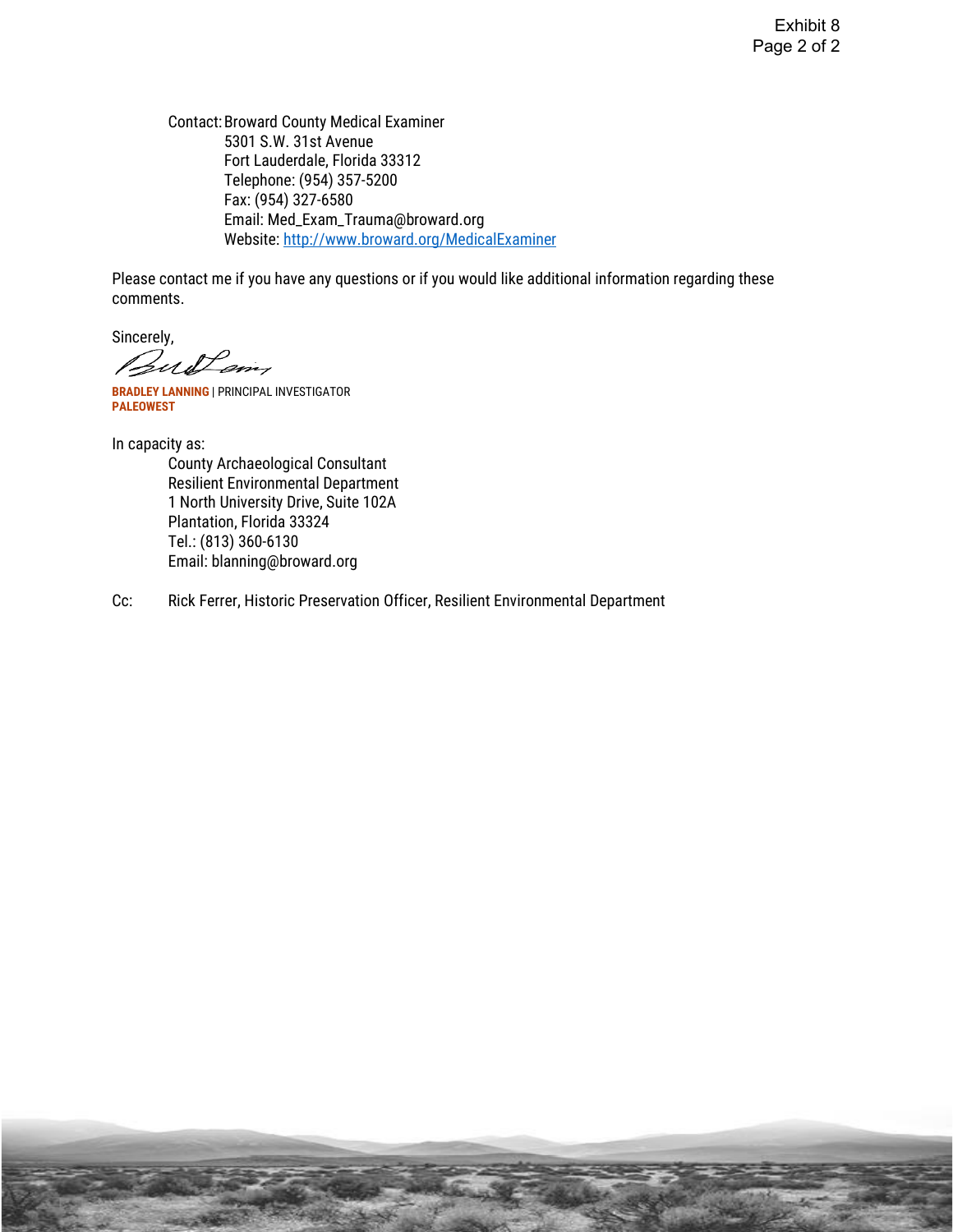Contact: Broward County Medical Examiner
5301 S.W. 31st Avenue
Fort Lauderdale, Florida 33312
Telephone: (954) 357-5200
Fax: (954) 327-6580
Email: Med_Exam_Trauma@broward.org
Website: [http://www.broward.org/MedicalExaminer](http://www.broward.org/MedicalExaminer)

Please contact me if you have any questions or if you would like additional information regarding these comments.

Sincerely,

**BRADLEY LANNING** | PRINCIPAL INVESTIGATOR
**PALEOWEST**

In capacity as:
County Archaeological Consultant
Resilient Environmental Department
1 North University Drive, Suite 102A
Plantation, Florida 33324
Tel.: (813) 360-6130
Email: blanning@broward.org

Cc: Rick Ferrer, Historic Preservation Officer, Resilient Environmental Department